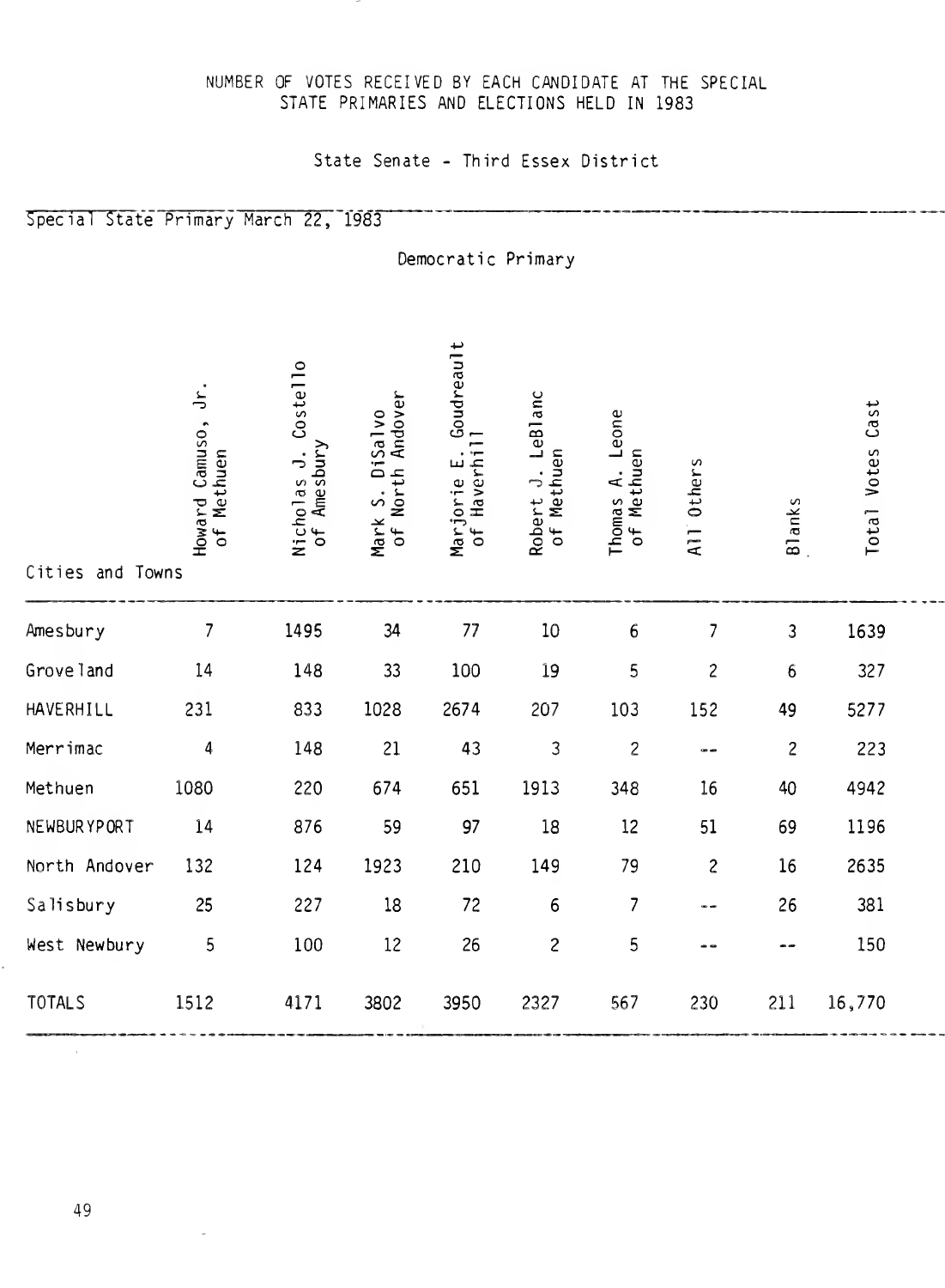NUMBER OF VOTES RECEIVED BY EACH CANDIDATE AT THE SPECIAL STATE PRIMARIES AND ELECTIONS HELD IN 1983

State Senate - Third Essex District

Special State Primary March 22, 1983

Democratic Primary

| Cities and Towns | Howard Camuso, Jr. of Methuen | Nicholas J. Costello of Amesbury | Mark S. DiSalvo of North Andover | Marjorie E. Goudreault of Haverhill | Robert J. LeBlanc of Methuen | Thomas A. Leone of Methuen | All Others | Blanks | Total Votes Cast |
|---|---|---|---|---|---|---|---|---|---|
| Amesbury | 7 | 1495 | 34 | 77 | 10 | 6 | 7 | 3 | 1639 |
| Groveland | 14 | 148 | 33 | 100 | 19 | 5 | 2 | 6 | 327 |
| HAVERHILL | 231 | 833 | 1028 | 2674 | 207 | 103 | 152 | 49 | 5277 |
| Merrimac | 4 | 148 | 21 | 43 | 3 | 2 | -- | 2 | 223 |
| Methuen | 1080 | 220 | 674 | 651 | 1913 | 348 | 16 | 40 | 4942 |
| NEWBURYPORT | 14 | 876 | 59 | 97 | 18 | 12 | 51 | 69 | 1196 |
| North Andover | 132 | 124 | 1923 | 210 | 149 | 79 | 2 | 16 | 2635 |
| Salisbury | 25 | 227 | 18 | 72 | 6 | 7 | -- | 26 | 381 |
| West Newbury | 5 | 100 | 12 | 26 | 2 | 5 | -- | -- | 150 |
| TOTALS | 1512 | 4171 | 3802 | 3950 | 2327 | 567 | 230 | 211 | 16,770 |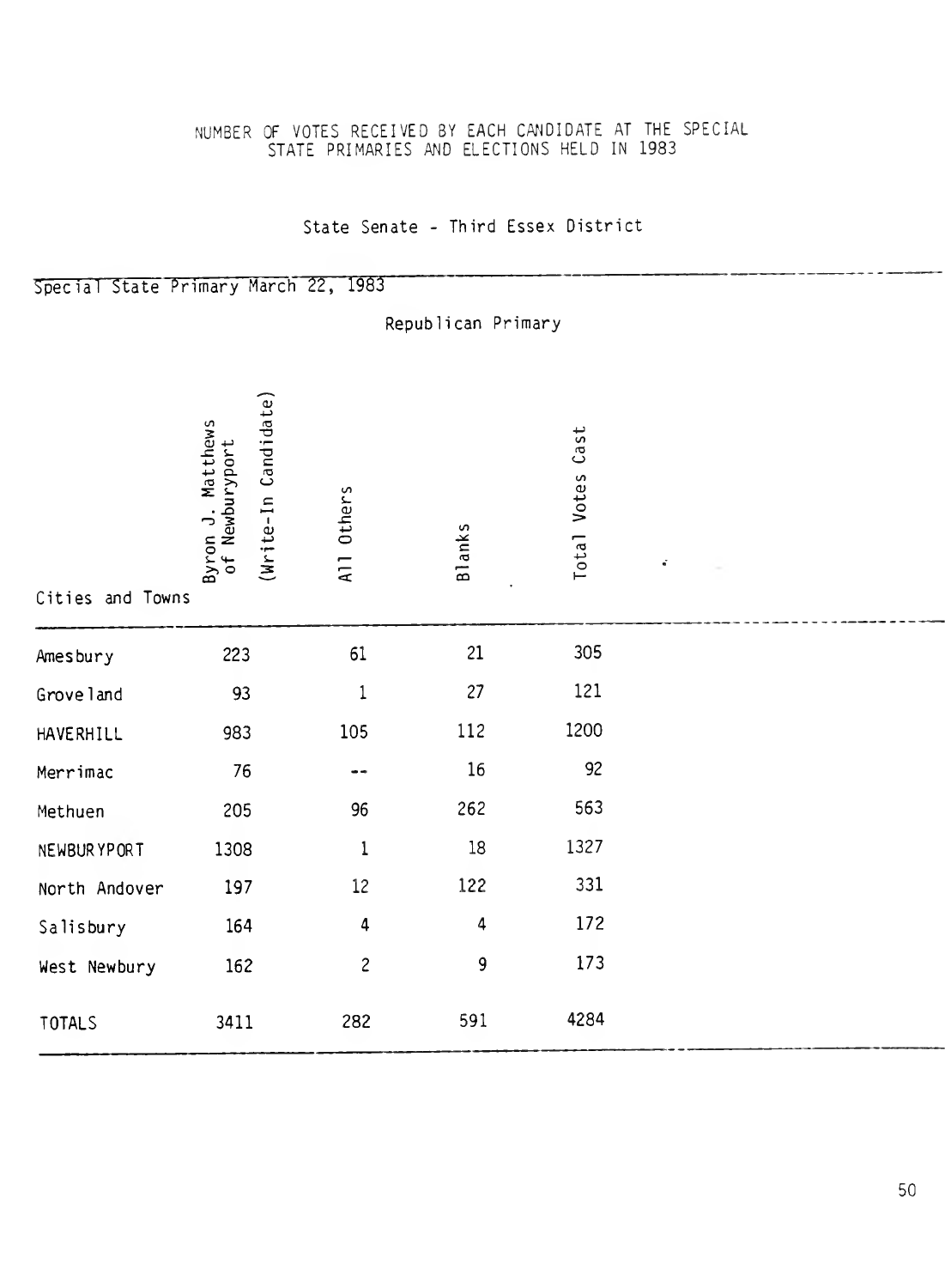NUMBER OF VOTES RECEIVED BY EACH CANDIDATE AT THE SPECIAL STATE PRIMARIES AND ELECTIONS HELD IN 1983

## State Senate - Third Essex District

Special State Primary March 22, 1983

### Republican Primary

| Cities and Towns | Byron J. Matthews of Newburyport (Write-In Candidate) | All Others | Blanks | Total Votes Cast |
|---|---|---|---|---|
| Amesbury | 223 | 61 | 21 | 305 |
| Groveland | 93 | 1 | 27 | 121 |
| HAVERHILL | 983 | 105 | 112 | 1200 |
| Merrimac | 76 | -- | 16 | 92 |
| Methuen | 205 | 96 | 262 | 563 |
| NEWBURYPORT | 1308 | 1 | 18 | 1327 |
| North Andover | 197 | 12 | 122 | 331 |
| Salisbury | 164 | 4 | 4 | 172 |
| West Newbury | 162 | 2 | 9 | 173 |
| TOTALS | 3411 | 282 | 591 | 4284 |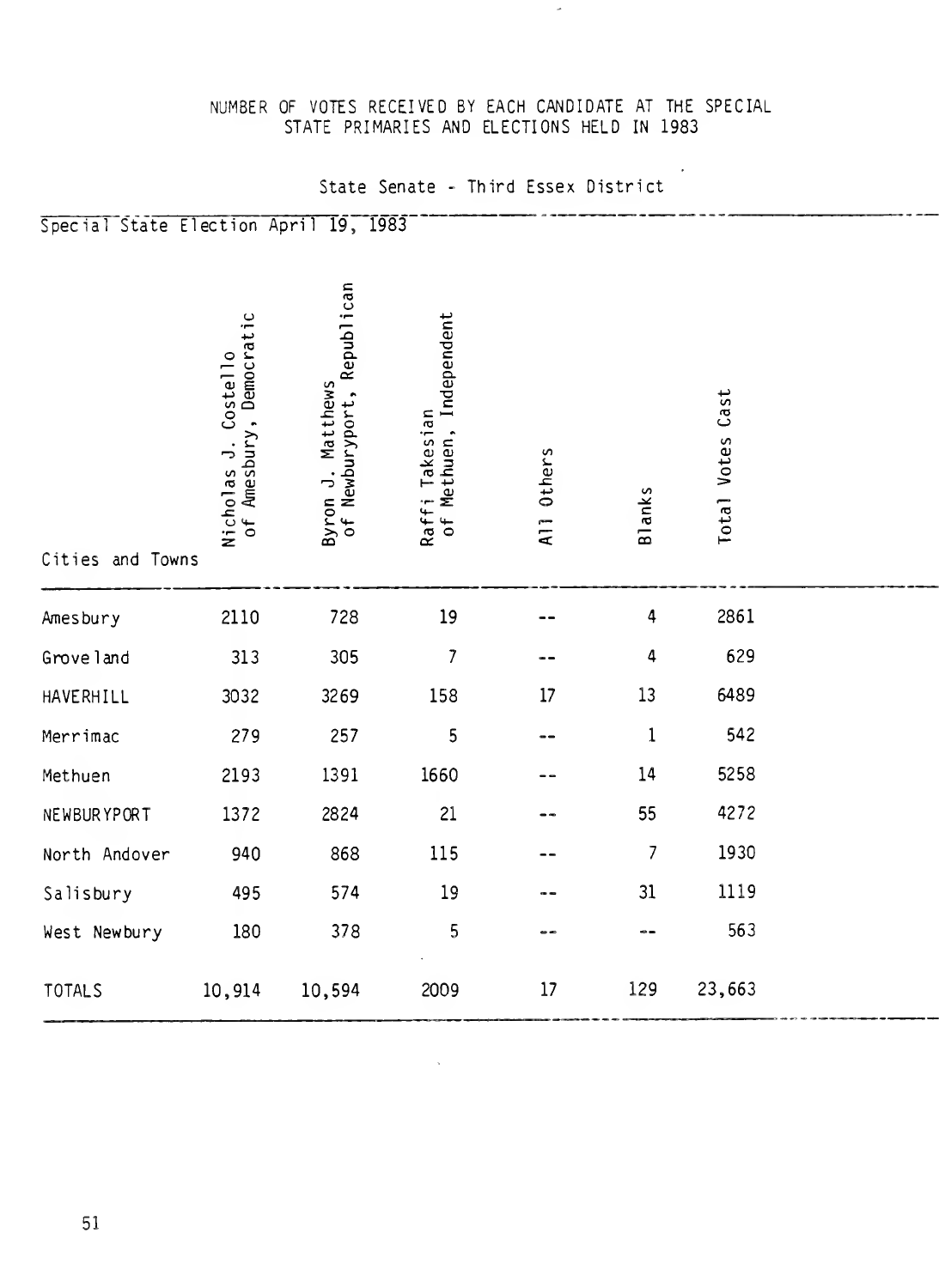NUMBER OF VOTES RECEIVED BY EACH CANDIDATE AT THE SPECIAL STATE PRIMARIES AND ELECTIONS HELD IN 1983

State Senate - Third Essex District

Special State Election April 19, 1983

| Cities and Towns | Nicholas J. Costello of Amesbury, Democratic | Byron J. Matthews of Newburyport, Republican | Raffi Takesian of Methuen, Independent | All Others | Blanks | Total Votes Cast |
|---|---|---|---|---|---|---|
| Amesbury | 2110 | 728 | 19 | -- | 4 | 2861 |
| Groveland | 313 | 305 | 7 | -- | 4 | 629 |
| HAVERHILL | 3032 | 3269 | 158 | 17 | 13 | 6489 |
| Merrimac | 279 | 257 | 5 | -- | 1 | 542 |
| Methuen | 2193 | 1391 | 1660 | -- | 14 | 5258 |
| NEWBURYPORT | 1372 | 2824 | 21 | -- | 55 | 4272 |
| North Andover | 940 | 868 | 115 | -- | 7 | 1930 |
| Salisbury | 495 | 574 | 19 | -- | 31 | 1119 |
| West Newbury | 180 | 378 | 5 | -- | -- | 563 |
| TOTALS | 10,914 | 10,594 | 2009 | 17 | 129 | 23,663 |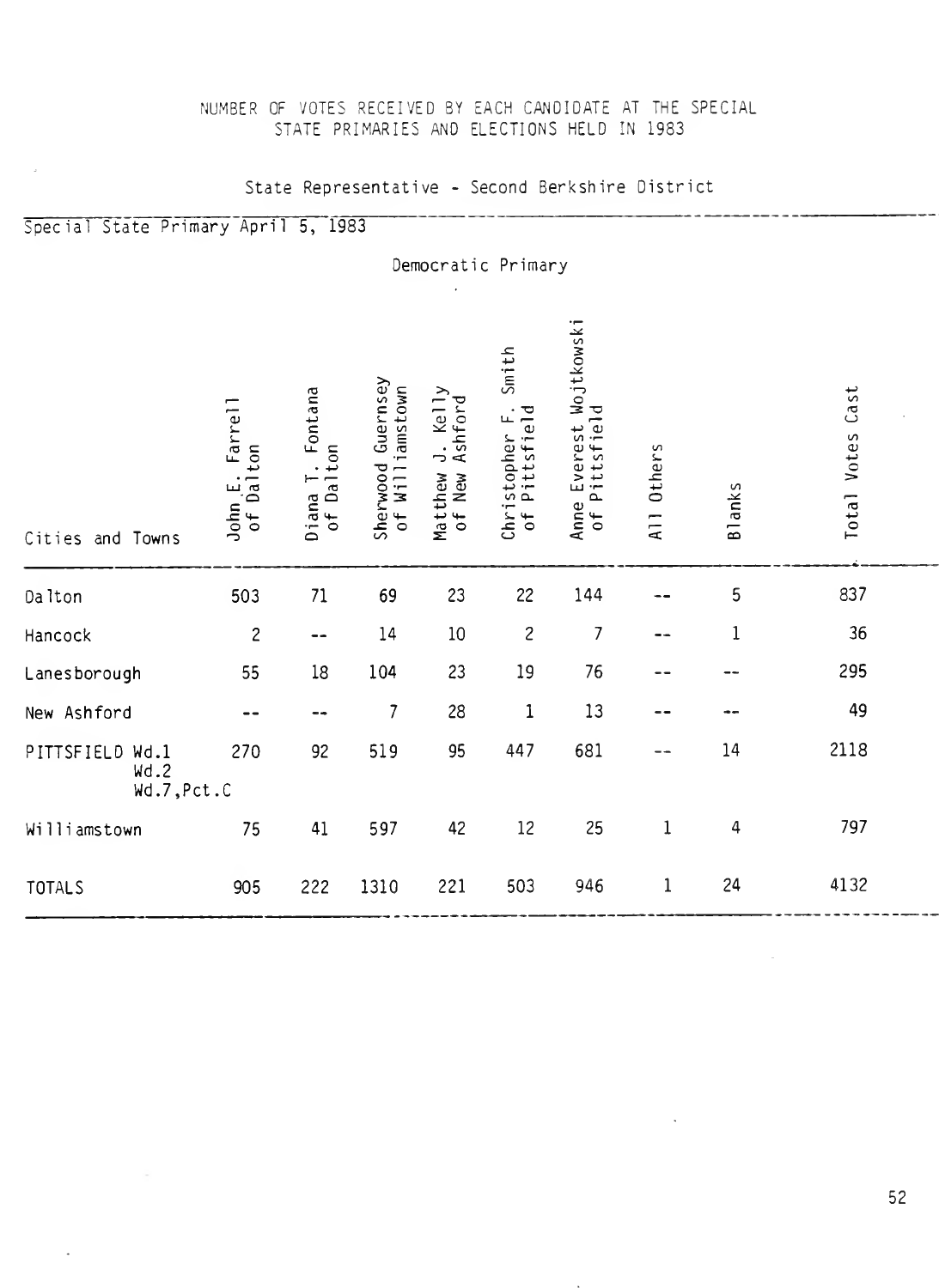NUMBER OF VOTES RECEIVED BY EACH CANDIDATE AT THE SPECIAL STATE PRIMARIES AND ELECTIONS HELD IN 1983

State Representative - Second Berkshire District

Special State Primary April 5, 1983

Democratic Primary

| Cities and Towns | John E. Farrell of Dalton | Diana T. Fontana of Dalton | Sherwood Guernsey of Williamstown | Matthew J. Kelly of New Ashford | Christopher F. Smith of Pittsfield | Anne Everest Wojtkowski of Pittsfield | All Others | Blanks | Total Votes Cast |
|---|---|---|---|---|---|---|---|---|---|
| Dalton | 503 | 71 | 69 | 23 | 22 | 144 | -- | 5 | 837 |
| Hancock | 2 | -- | 14 | 10 | 2 | 7 | -- | 1 | 36 |
| Lanesborough | 55 | 18 | 104 | 23 | 19 | 76 | -- | -- | 295 |
| New Ashford | -- | -- | 7 | 28 | 1 | 13 | -- | -- | 49 |
| PITTSFIELD Wd.1 Wd.2 Wd.7, Pct.C | 270 | 92 | 519 | 95 | 447 | 681 | -- | 14 | 2118 |
| Williamstown | 75 | 41 | 597 | 42 | 12 | 25 | 1 | 4 | 797 |
| TOTALS | 905 | 222 | 1310 | 221 | 503 | 946 | 1 | 24 | 4132 |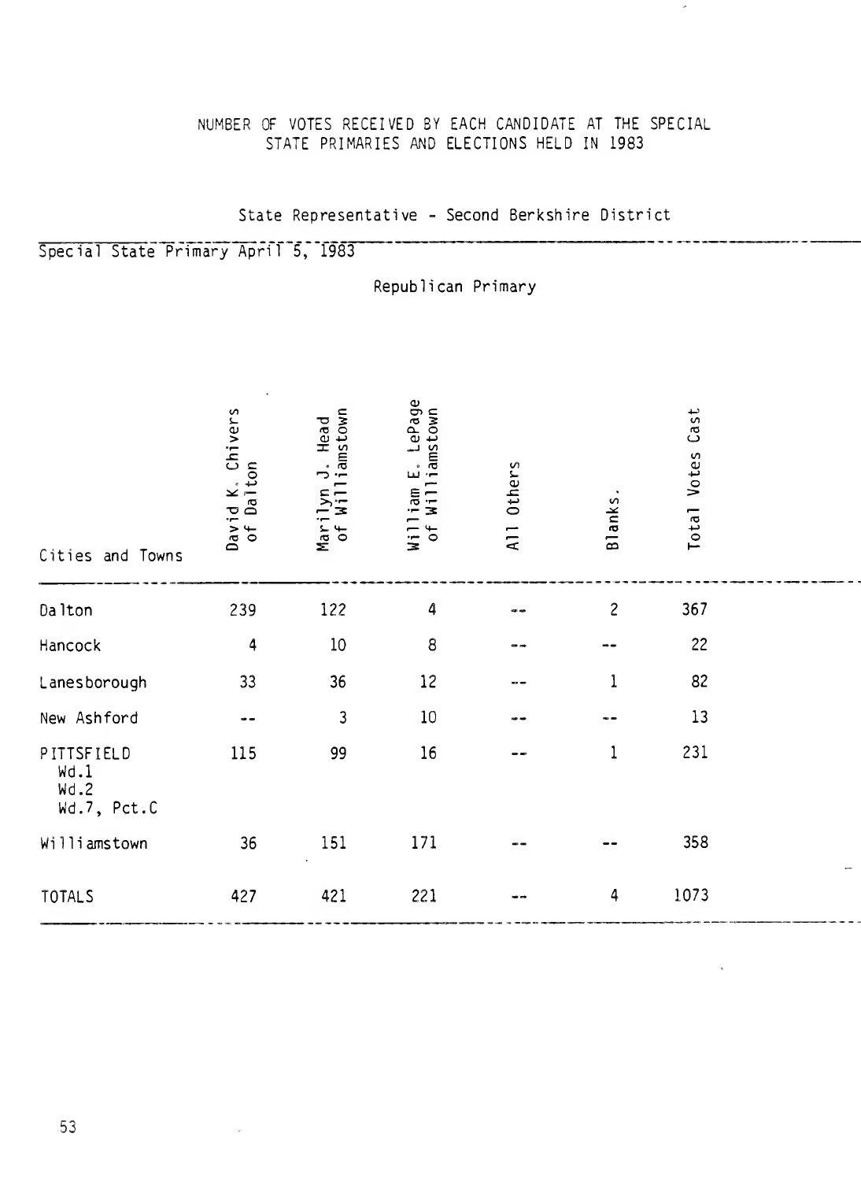NUMBER OF VOTES RECEIVED BY EACH CANDIDATE AT THE SPECIAL STATE PRIMARIES AND ELECTIONS HELD IN 1983

State Representative - Second Berkshire District

Special State Primary April 5, 1983

Republican Primary

| Cities and Towns | David K. Chivers of Dalton | Marilyn J. Head of Williamstown | William E. LePage of Williamstown | All Others | Blanks. | Total Votes Cast |
|---|---|---|---|---|---|---|
| Dalton | 239 | 122 | 4 | -- | 2 | 367 |
| Hancock | 4 | 10 | 8 | -- | -- | 22 |
| Lanesborough | 33 | 36 | 12 | -- | 1 | 82 |
| New Ashford | -- | 3 | 10 | -- | -- | 13 |
| PITTSFIELD Wd.1 Wd.2 Wd.7, Pct.C | 115 | 99 | 16 | -- | 1 | 231 |
| Williamstown | 36 | 151 | 171 | -- | -- | 358 |
| TOTALS | 427 | 421 | 221 | -- | 4 | 1073 |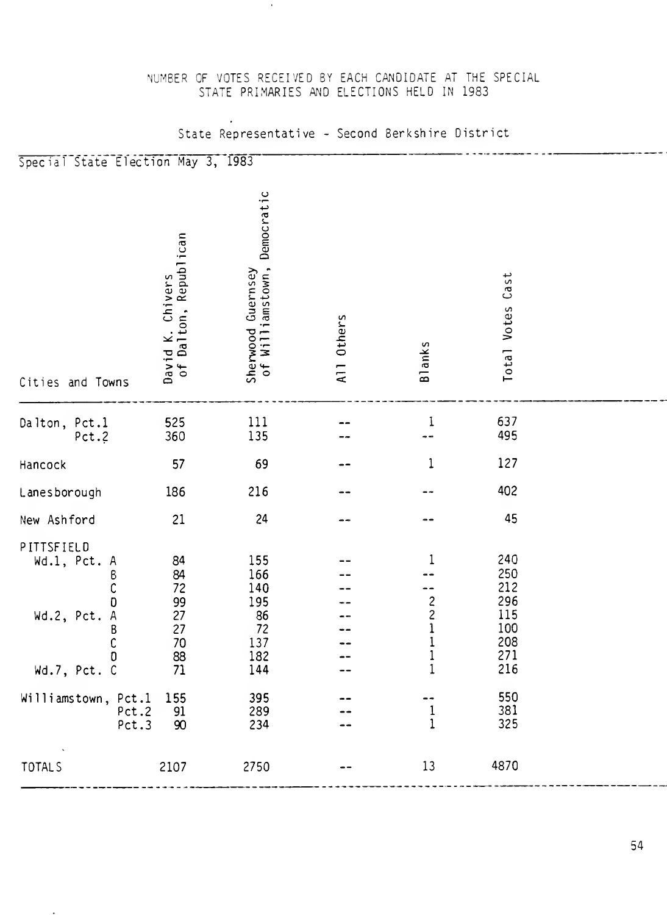NUMBER OF VOTES RECEIVED BY EACH CANDIDATE AT THE SPECIAL STATE PRIMARIES AND ELECTIONS HELD IN 1983

State Representative - Second Berkshire District

Special State Election May 3, 1983

| Cities and Towns | David K. Chivers of Dalton, Republican | Sherwood Guernsey of Williamstown, Democratic | All Others | Blanks | Total Votes Cast |
|---|---|---|---|---|---|
| Dalton, Pct.1 | 525 | 111 | -- | 1 | 637 |
| Pct.2 | 360 | 135 | -- | -- | 495 |
| Hancock | 57 | 69 | -- | 1 | 127 |
| Lanesborough | 186 | 216 | -- | -- | 402 |
| New Ashford | 21 | 24 | -- | -- | 45 |
| PITTSFIELD | | | | | |
| Wd.1, Pct. A | 84 | 155 | -- | 1 | 240 |
| B | 84 | 166 | -- | -- | 250 |
| C | 72 | 140 | -- | -- | 212 |
| D | 99 | 195 | -- | 2 | 296 |
| Wd.2, Pct. A | 27 | 86 | -- | 2 | 115 |
| B | 27 | 72 | -- | 1 | 100 |
| C | 70 | 137 | -- | 1 | 208 |
| D | 88 | 182 | -- | 1 | 271 |
| Wd.7, Pct. C | 71 | 144 | -- | 1 | 216 |
| Williamstown, Pct.1 | 155 | 395 | -- | -- | 550 |
| Pct.2 | 91 | 289 | -- | 1 | 381 |
| Pct.3 | 90 | 234 | -- | 1 | 325 |
| TOTALS | 2107 | 2750 | -- | 13 | 4870 |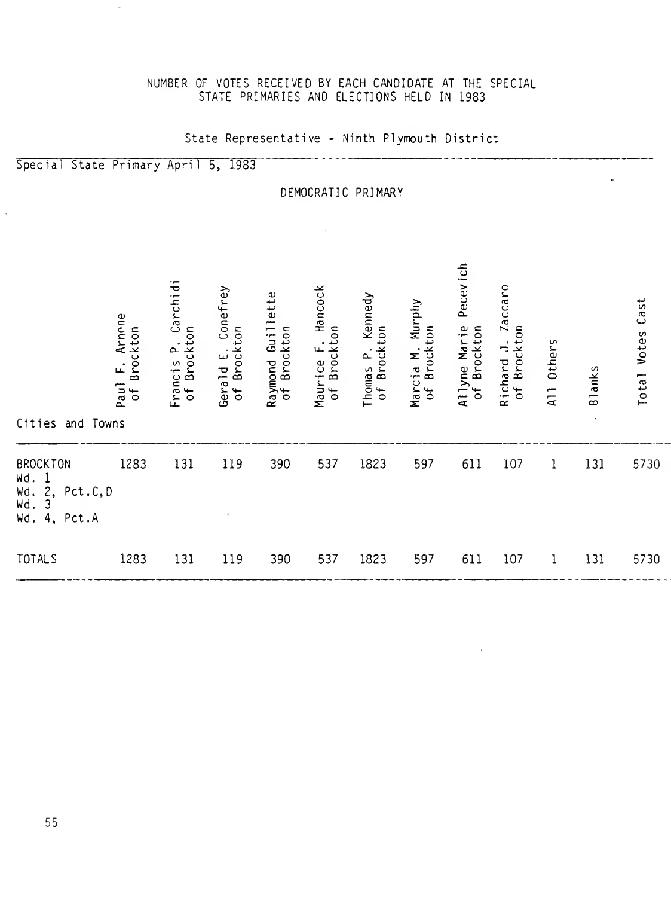NUMBER OF VOTES RECEIVED BY EACH CANDIDATE AT THE SPECIAL STATE PRIMARIES AND ELECTIONS HELD IN 1983

State Representative - Ninth Plymouth District

Special State Primary April 5, 1983

DEMOCRATIC PRIMARY

| Cities and Towns | Paul F. Arnone of Brockton | Francis P. Carchidi of Brockton | Gerald E. Conefrey of Brockton | Raymond Guillette of Brockton | Maurice F. Hancock of Brockton | Thomas P. Kennedy of Brockton | Marcia M. Murphy of Brockton | Allyne Marie Pecevich of Brockton | Richard J. Zaccaro of Brockton | All Others | Blanks | Total Votes Cast |
|---|---|---|---|---|---|---|---|---|---|---|---|---|
| BROCKTON Wd. 1 Wd. 2, Pct.C,D Wd. 3 Wd. 4, Pct.A | 1283 | 131 | 119 | 390 | 537 | 1823 | 597 | 611 | 107 | 1 | 131 | 5730 |
| TOTALS | 1283 | 131 | 119 | 390 | 537 | 1823 | 597 | 611 | 107 | 1 | 131 | 5730 |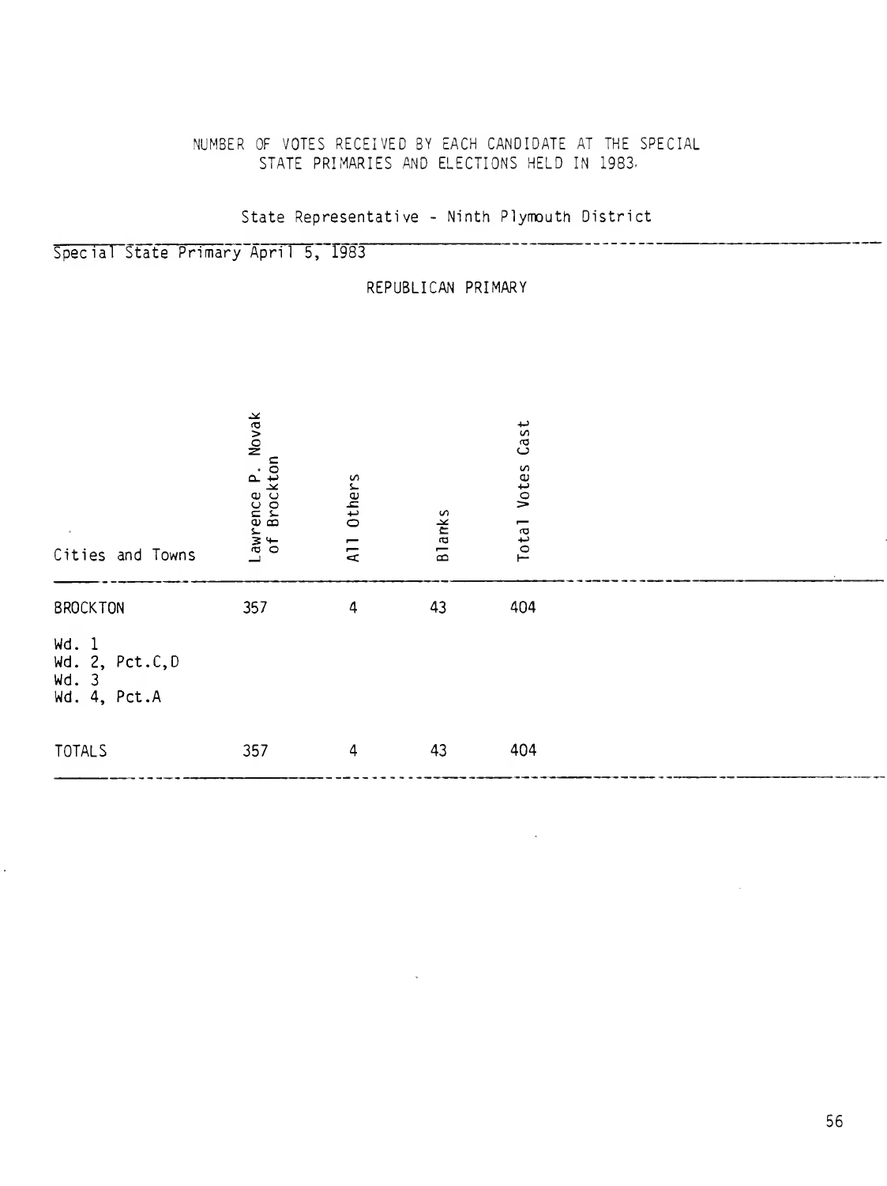NUMBER OF VOTES RECEIVED BY EACH CANDIDATE AT THE SPECIAL STATE PRIMARIES AND ELECTIONS HELD IN 1983.

State Representative - Ninth Plymouth District

Special State Primary April 5, 1983

REPUBLICAN PRIMARY

| Cities and Towns | Lawrence P. Novak of Brockton | All Others | Blanks | Total Votes Cast |
|---|---|---|---|---|
| BROCKTON | 357 | 4 | 43 | 404 |
| Wd. 1 | | | | |
| Wd. 2, Pct.C,D | | | | |
| Wd. 3 | | | | |
| Wd. 4, Pct.A | | | | |
| TOTALS | 357 | 4 | 43 | 404 |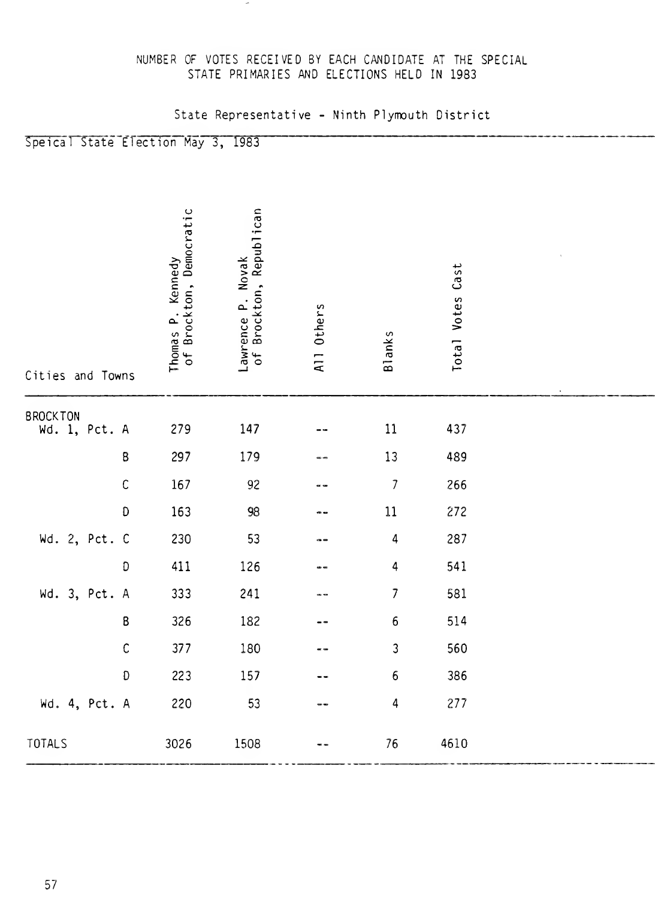NUMBER OF VOTES RECEIVED BY EACH CANDIDATE AT THE SPECIAL STATE PRIMARIES AND ELECTIONS HELD IN 1983

State Representative - Ninth Plymouth District

Speical State Election May 3, 1983

| Cities and Towns | Thomas P. Kennedy of Brockton, Democratic | Lawrence P. Novak of Brockton, Republican | All Others | Blanks | Total Votes Cast |
|---|---|---|---|---|---|
| BROCKTON | | | | | |
| Wd. 1, Pct. A | 279 | 147 | -- | 11 | 437 |
| B | 297 | 179 | -- | 13 | 489 |
| C | 167 | 92 | -- | 7 | 266 |
| D | 163 | 98 | -- | 11 | 272 |
| Wd. 2, Pct. C | 230 | 53 | -- | 4 | 287 |
| D | 411 | 126 | -- | 4 | 541 |
| Wd. 3, Pct. A | 333 | 241 | -- | 7 | 581 |
| B | 326 | 182 | -- | 6 | 514 |
| C | 377 | 180 | -- | 3 | 560 |
| D | 223 | 157 | -- | 6 | 386 |
| Wd. 4, Pct. A | 220 | 53 | -- | 4 | 277 |
| TOTALS | 3026 | 1508 | -- | 76 | 4610 |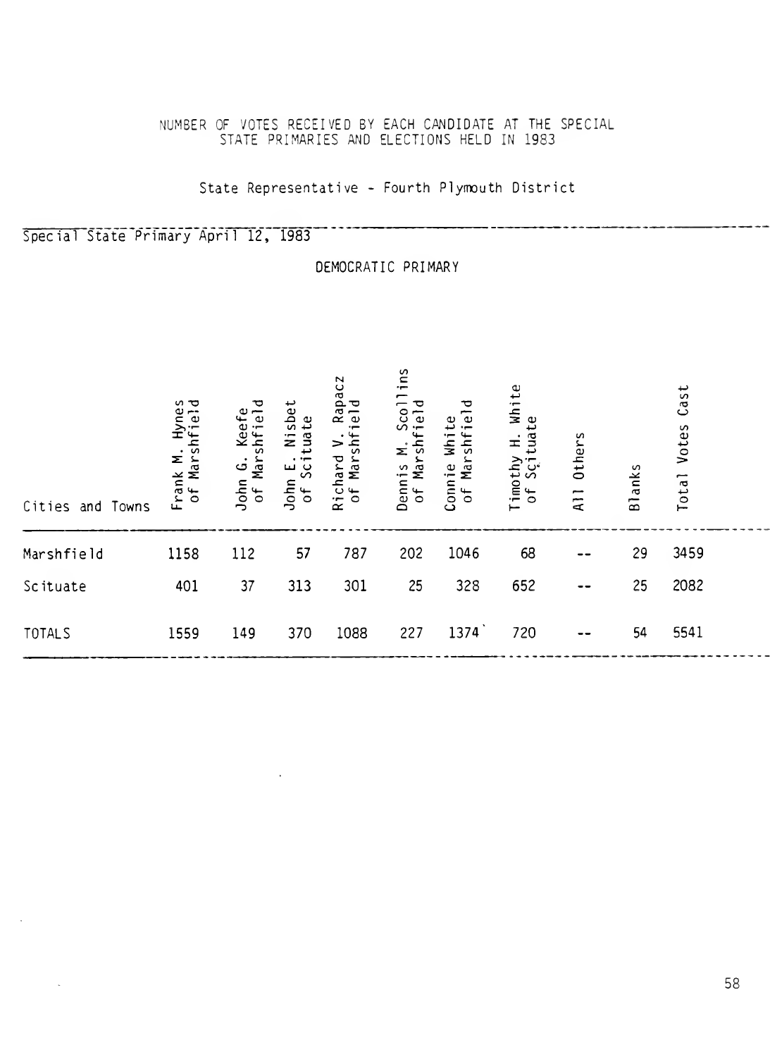NUMBER OF VOTES RECEIVED BY EACH CANDIDATE AT THE SPECIAL STATE PRIMARIES AND ELECTIONS HELD IN 1983

State Representative - Fourth Plymouth District

Special State Primary April 12, 1983

DEMOCRATIC PRIMARY

| Cities and Towns | Frank M. Hynes of Marshfield | John G. Keefe of Marshfield | John E. Nisbet of Scituate | Richard V. Rapacz of Marshfield | Dennis M. Scollins of Marshfield | Connie White of Marshfield | Timothy H. White of Scituate | All Others | Blanks | Total Votes Cast |
|---|---|---|---|---|---|---|---|---|---|---|
| Marshfield | 1158 | 112 | 57 | 787 | 202 | 1046 | 68 | -- | 29 | 3459 |
| Scituate | 401 | 37 | 313 | 301 | 25 | 328 | 652 | -- | 25 | 2082 |
| TOTALS | 1559 | 149 | 370 | 1088 | 227 | 1374 | 720 | -- | 54 | 5541 |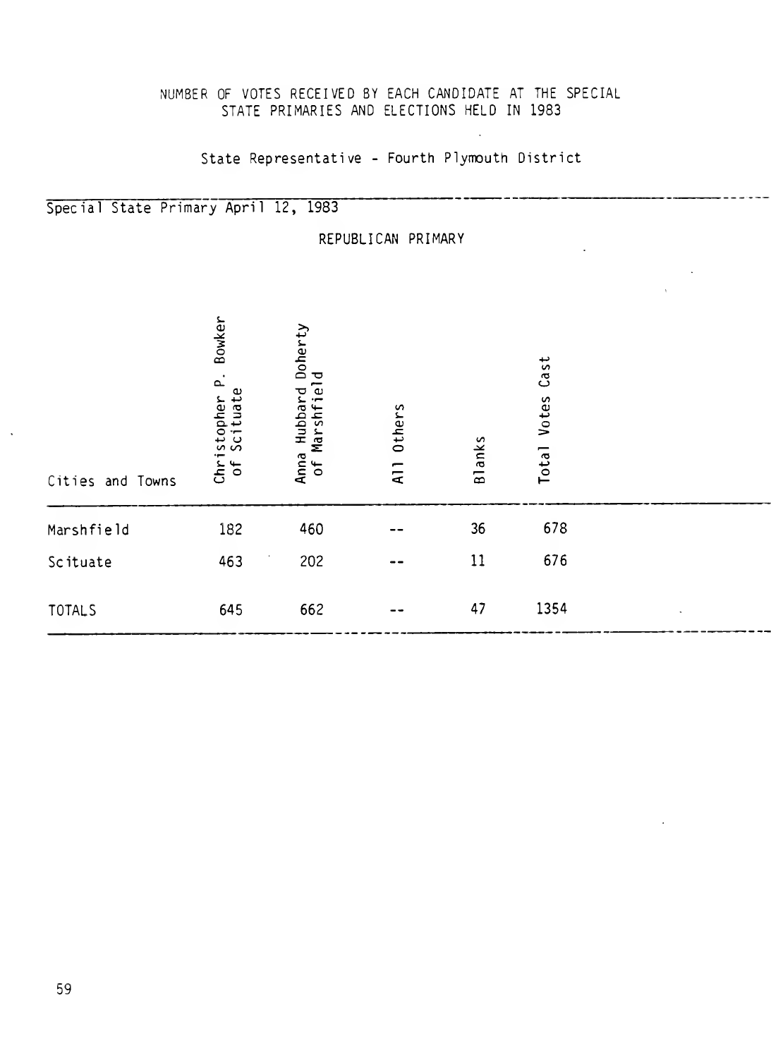NUMBER OF VOTES RECEIVED BY EACH CANDIDATE AT THE SPECIAL STATE PRIMARIES AND ELECTIONS HELD IN 1983

State Representative - Fourth Plymouth District

Special State Primary April 12, 1983

REPUBLICAN PRIMARY

| Cities and Towns | Christopher P. Bowker of Scituate | Anna Hubbard Doherty of Marshfield | All Others | Blanks | Total Votes Cast |
|---|---|---|---|---|---|
| Marshfield | 182 | 460 | -- | 36 | 678 |
| Scituate | 463 | 202 | -- | 11 | 676 |
| TOTALS | 645 | 662 | -- | 47 | 1354 |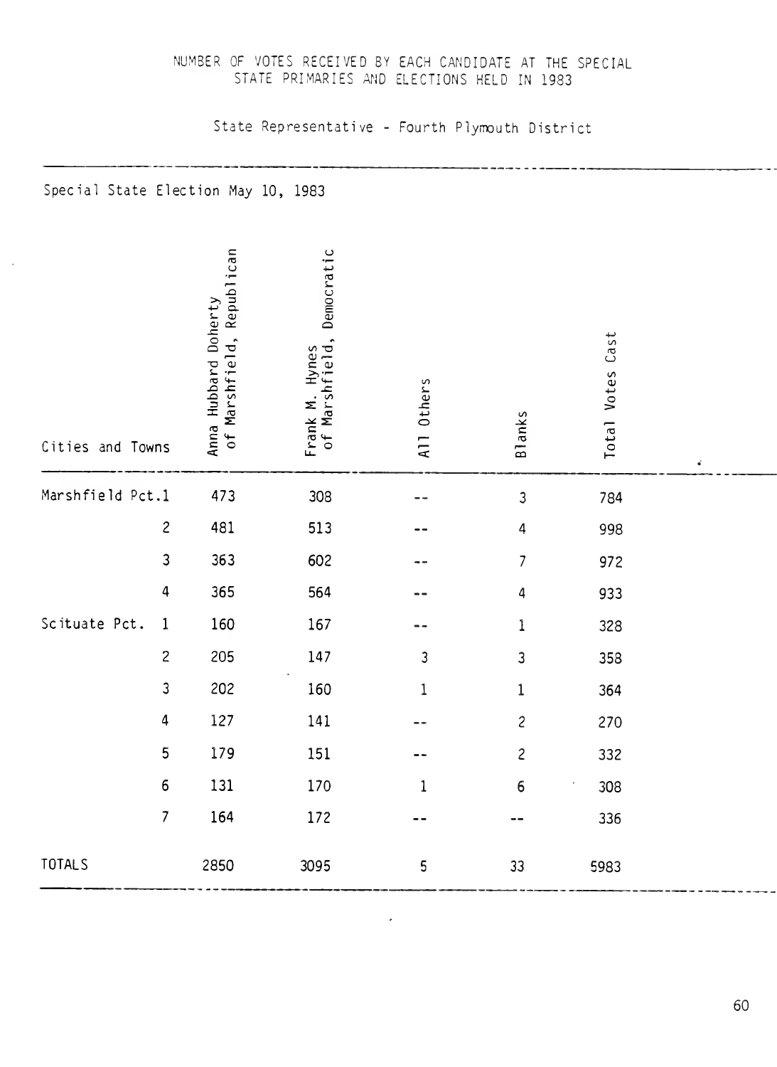NUMBER OF VOTES RECEIVED BY EACH CANDIDATE AT THE SPECIAL STATE PRIMARIES AND ELECTIONS HELD IN 1983

State Representative - Fourth Plymouth District

Special State Election May 10, 1983

| Cities and Towns | Anna Hubbard Doherty of Marshfield, Republican | Frank M. Hynes of Marshfield, Democratic | All Others | Blanks | Total Votes Cast |
|---|---|---|---|---|---|
| Marshfield Pct.1 | 473 | 308 | -- | 3 | 784 |
| 2 | 481 | 513 | -- | 4 | 998 |
| 3 | 363 | 602 | -- | 7 | 972 |
| 4 | 365 | 564 | -- | 4 | 933 |
| Scituate Pct. 1 | 160 | 167 | -- | 1 | 328 |
| 2 | 205 | 147 | 3 | 3 | 358 |
| 3 | 202 | 160 | 1 | 1 | 364 |
| 4 | 127 | 141 | -- | 2 | 270 |
| 5 | 179 | 151 | -- | 2 | 332 |
| 6 | 131 | 170 | 1 | 6 | 308 |
| 7 | 164 | 172 | -- | -- | 336 |
| TOTALS | 2850 | 3095 | 5 | 33 | 5983 |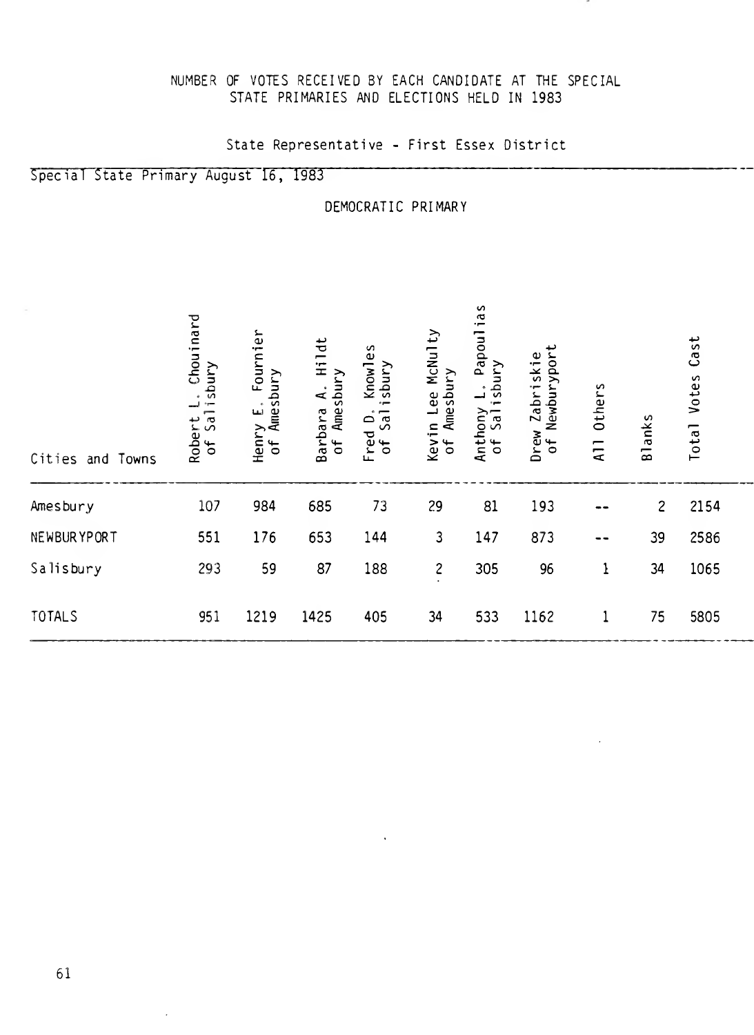NUMBER OF VOTES RECEIVED BY EACH CANDIDATE AT THE SPECIAL STATE PRIMARIES AND ELECTIONS HELD IN 1983

State Representative - First Essex District

Special State Primary August 16, 1983

DEMOCRATIC PRIMARY

| Cities and Towns | Robert L. Chouinard of Salisbury | Henry E. Fournier of Amesbury | Barbara A. Hildt of Amesbury | Fred D. Knowles of Salisbury | Kevin Lee McNulty of Amesbury | Anthony L. Papoulias of Salisbury | Drew Zabriskie of Newburyport | All Others | Blanks | Total Votes Cast |
|---|---|---|---|---|---|---|---|---|---|---|
| Amesbury | 107 | 984 | 685 | 73 | 29 | 81 | 193 | -- | 2 | 2154 |
| NEWBURYPORT | 551 | 176 | 653 | 144 | 3 | 147 | 873 | -- | 39 | 2586 |
| Salisbury | 293 | 59 | 87 | 188 | 2 | 305 | 96 | 1 | 34 | 1065 |
| TOTALS | 951 | 1219 | 1425 | 405 | 34 | 533 | 1162 | 1 | 75 | 5805 |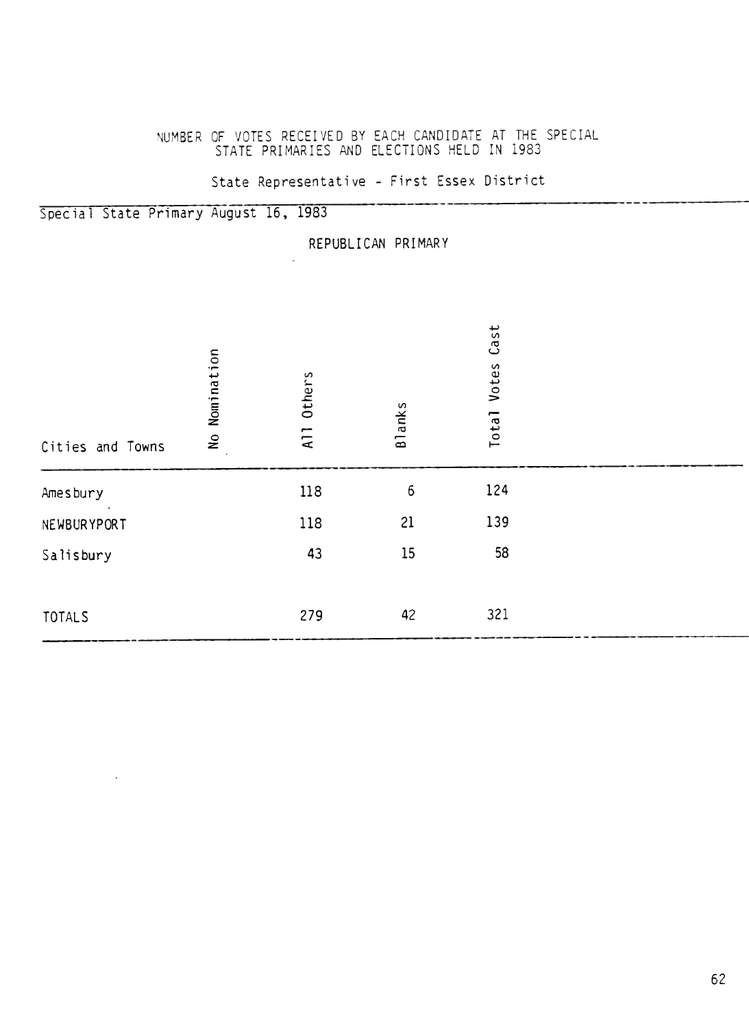NUMBER OF VOTES RECEIVED BY EACH CANDIDATE AT THE SPECIAL STATE PRIMARIES AND ELECTIONS HELD IN 1983

State Representative - First Essex District

Special State Primary August 16, 1983

REPUBLICAN PRIMARY

| Cities and Towns | No Nomination | All Others | Blanks | Total Votes Cast |
|---|---|---|---|---|
| Amesbury | | 118 | 6 | 124 |
| NEWBURYPORT | | 118 | 21 | 139 |
| Salisbury | | 43 | 15 | 58 |
| TOTALS | | 279 | 42 | 321 |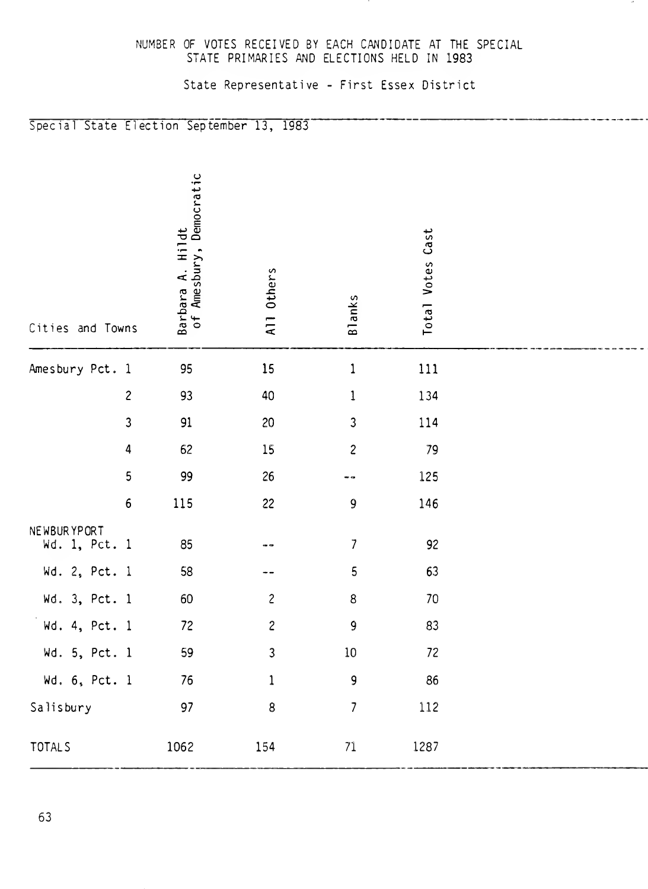NUMBER OF VOTES RECEIVED BY EACH CANDIDATE AT THE SPECIAL STATE PRIMARIES AND ELECTIONS HELD IN 1983

State Representative - First Essex District

Special State Election September 13, 1983

| Cities and Towns | Barbara A. Hildt of Amesbury, Democratic | All Others | Blanks | Total Votes Cast |
|---|---|---|---|---|
| Amesbury Pct. 1 | 95 | 15 | 1 | 111 |
| 2 | 93 | 40 | 1 | 134 |
| 3 | 91 | 20 | 3 | 114 |
| 4 | 62 | 15 | 2 | 79 |
| 5 | 99 | 26 | -- | 125 |
| 6 | 115 | 22 | 9 | 146 |
| NEWBURYPORT Wd. 1, Pct. 1 | 85 | -- | 7 | 92 |
| Wd. 2, Pct. 1 | 58 | -- | 5 | 63 |
| Wd. 3, Pct. 1 | 60 | 2 | 8 | 70 |
| Wd. 4, Pct. 1 | 72 | 2 | 9 | 83 |
| Wd. 5, Pct. 1 | 59 | 3 | 10 | 72 |
| Wd. 6, Pct. 1 | 76 | 1 | 9 | 86 |
| Salisbury | 97 | 8 | 7 | 112 |
| TOTALS | 1062 | 154 | 71 | 1287 |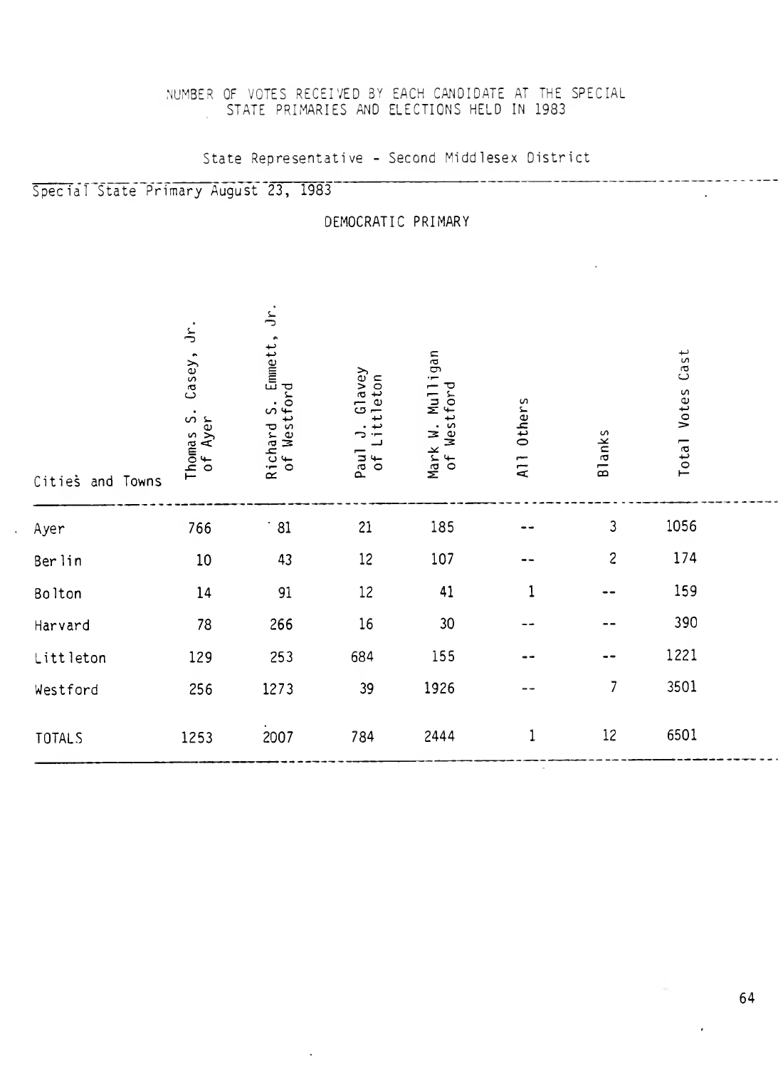NUMBER OF VOTES RECEIVED BY EACH CANDIDATE AT THE SPECIAL STATE PRIMARIES AND ELECTIONS HELD IN 1983

State Representative - Second Middlesex District

Special State Primary August 23, 1983

DEMOCRATIC PRIMARY

| Cities and Towns | Thomas S. Casey, Jr. of Ayer | Richard S. Emmett, Jr. of Westford | Paul J. Glavey of Littleton | Mark W. Mulligan of Westford | All Others | Blanks | Total Votes Cast |
|---|---|---|---|---|---|---|---|
| Ayer | 766 | 81 | 21 | 185 | -- | 3 | 1056 |
| Berlin | 10 | 43 | 12 | 107 | -- | 2 | 174 |
| Bolton | 14 | 91 | 12 | 41 | 1 | -- | 159 |
| Harvard | 78 | 266 | 16 | 30 | -- | -- | 390 |
| Littleton | 129 | 253 | 684 | 155 | -- | -- | 1221 |
| Westford | 256 | 1273 | 39 | 1926 | -- | 7 | 3501 |
| TOTALS | 1253 | 2007 | 784 | 2444 | 1 | 12 | 6501 |